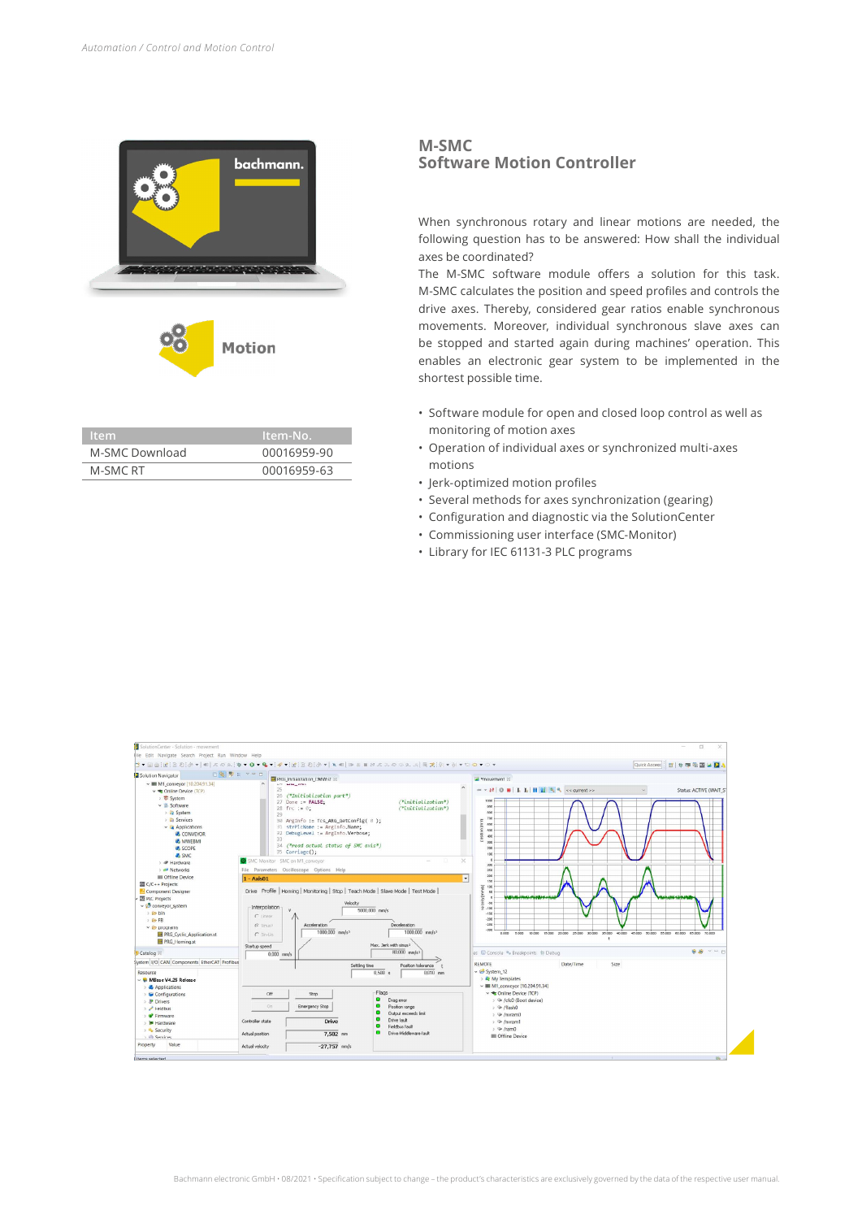# M-SMC
## Software Motion Controller

When synchronous rotary and linear motions are needed, the following question has to be answered: How shall the individual axes be coordinated?

The M-SMC software module offers a solution for this task. M-SMC calculates the position and speed profiles and controls the drive axes. Thereby, considered gear ratios enable synchronous movements. Moreover, individual synchronous slave axes can be stopped and started again during machines' operation. This enables an electronic gear system to be implemented in the shortest possible time.

- Software module for open and closed loop control as well as monitoring of motion axes
- Operation of individual axes or synchronized multi-axes motions
- Jerk-optimized motion profiles
- Several methods for axes synchronization (gearing)
- Configuration and diagnostic via the SolutionCenter
- Commissioning user interface (SMC-Monitor)
- Library for IEC 61131-3 PLC programs

| Item | Item-No. |
|---|---|
| M-SMC Download | 00016959-90 |
| M-SMC RT | 00016959-63 |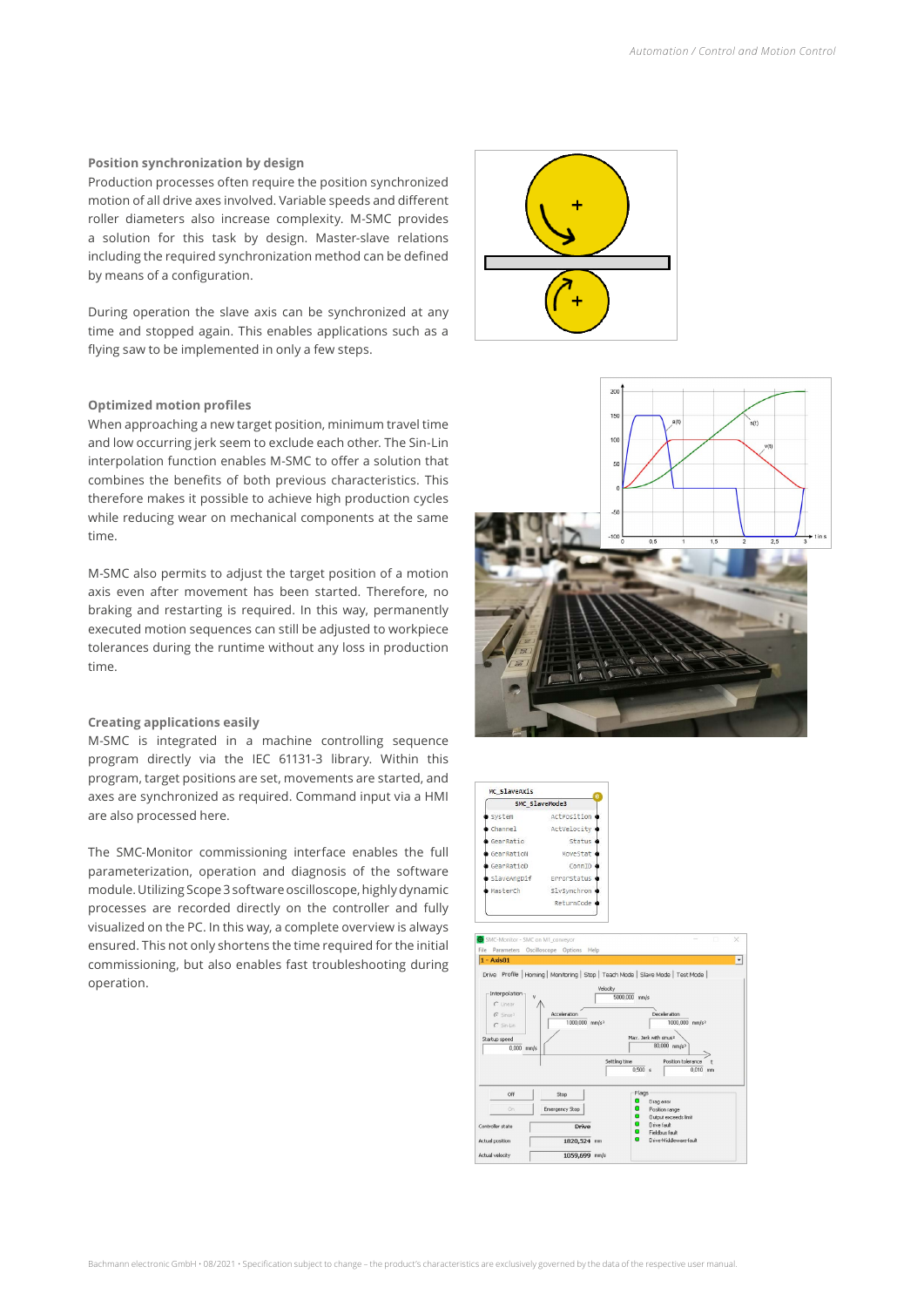### Position synchronization by design

Production processes often require the position synchronized motion of all drive axes involved. Variable speeds and different roller diameters also increase complexity. M-SMC provides a solution for this task by design. Master-slave relations including the required synchronization method can be defined by means of a configuration.

During operation the slave axis can be synchronized at any time and stopped again. This enables applications such as a flying saw to be implemented in only a few steps.

### Optimized motion profiles

When approaching a new target position, minimum travel time and low occurring jerk seem to exclude each other. The Sin-Lin interpolation function enables M-SMC to offer a solution that combines the benefits of both previous characteristics. This therefore makes it possible to achieve high production cycles while reducing wear on mechanical components at the same time.

M-SMC also permits to adjust the target position of a motion axis even after movement has been started. Therefore, no braking and restarting is required. In this way, permanently executed motion sequences can still be adjusted to workpiece tolerances during the runtime without any loss in production time.

### Creating applications easily

M-SMC is integrated in a machine controlling sequence program directly via the IEC 61131-3 library. Within this program, target positions are set, movements are started, and axes are synchronized as required. Command input via a HMI are also processed here.

The SMC-Monitor commissioning interface enables the full parameterization, operation and diagnosis of the software module. Utilizing Scope 3 software oscilloscope, highly dynamic processes are recorded directly on the controller and fully visualized on the PC. In this way, a complete overview is always ensured. This not only shortens the time required for the initial commissioning, but also enables fast troubleshooting during operation.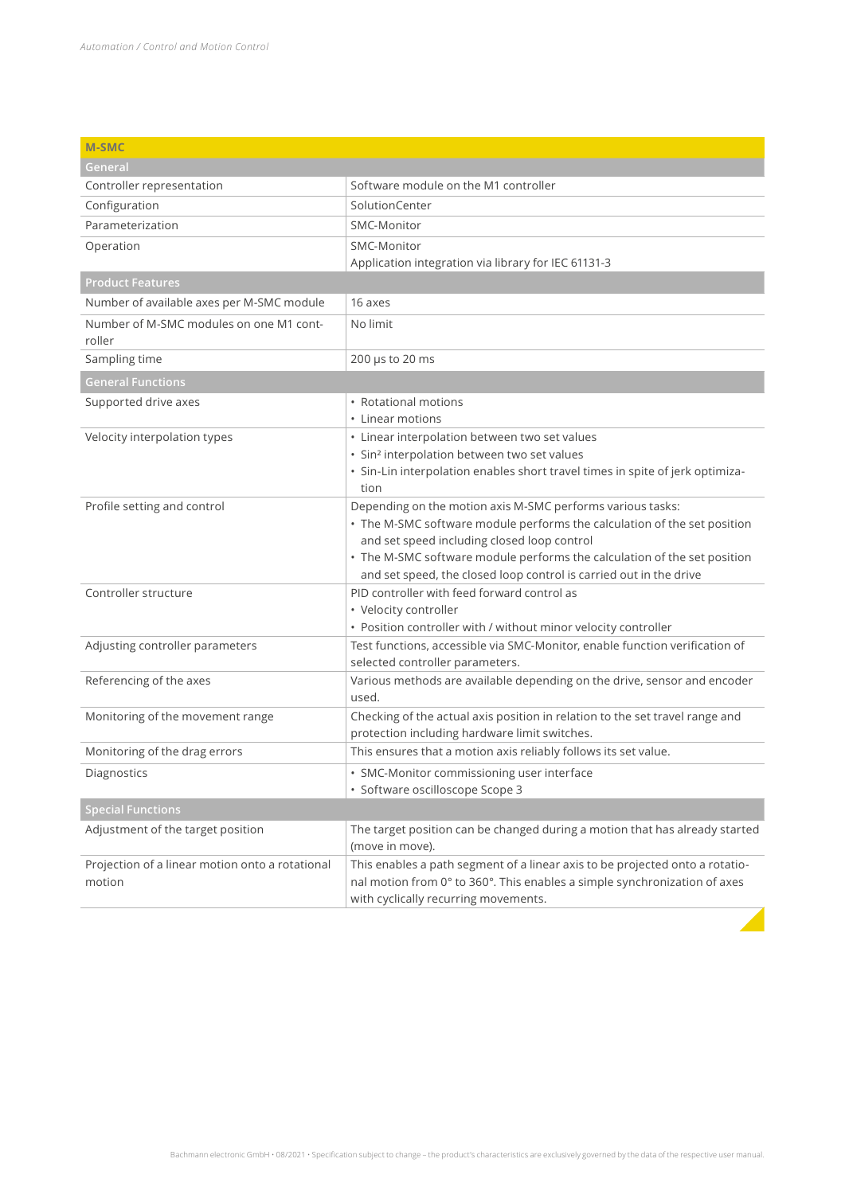| M-SMC | |
|---|---|
| **General** | |
| Controller representation | Software module on the M1 controller |
| Configuration | SolutionCenter |
| Parameterization | SMC-Monitor |
| Operation | SMC-Monitor<br>Application integration via library for IEC 61131-3 |
| **Product Features** | |
| Number of available axes per M-SMC module | 16 axes |
| Number of M-SMC modules on one M1 controller | No limit |
| Sampling time | 200 µs to 20 ms |
| **General Functions** | |
| Supported drive axes | • Rotational motions<br>• Linear motions |
| Velocity interpolation types | • Linear interpolation between two set values<br>• Sin² interpolation between two set values<br>• Sin-Lin interpolation enables short travel times in spite of jerk optimization |
| Profile setting and control | Depending on the motion axis M-SMC performs various tasks:<br>• The M-SMC software module performs the calculation of the set position and set speed including closed loop control<br>• The M-SMC software module performs the calculation of the set position and set speed, the closed loop control is carried out in the drive |
| Controller structure | PID controller with feed forward control as<br>• Velocity controller<br>• Position controller with / without minor velocity controller |
| Adjusting controller parameters | Test functions, accessible via SMC-Monitor, enable function verification of selected controller parameters. |
| Referencing of the axes | Various methods are available depending on the drive, sensor and encoder used. |
| Monitoring of the movement range | Checking of the actual axis position in relation to the set travel range and protection including hardware limit switches. |
| Monitoring of the drag errors | This ensures that a motion axis reliably follows its set value. |
| Diagnostics | • SMC-Monitor commissioning user interface<br>• Software oscilloscope Scope 3 |
| **Special Functions** | |
| Adjustment of the target position | The target position can be changed during a motion that has already started (move in move). |
| Projection of a linear motion onto a rotational motion | This enables a path segment of a linear axis to be projected onto a rotational motion from 0° to 360°. This enables a simple synchronization of axes with cyclically recurring movements. |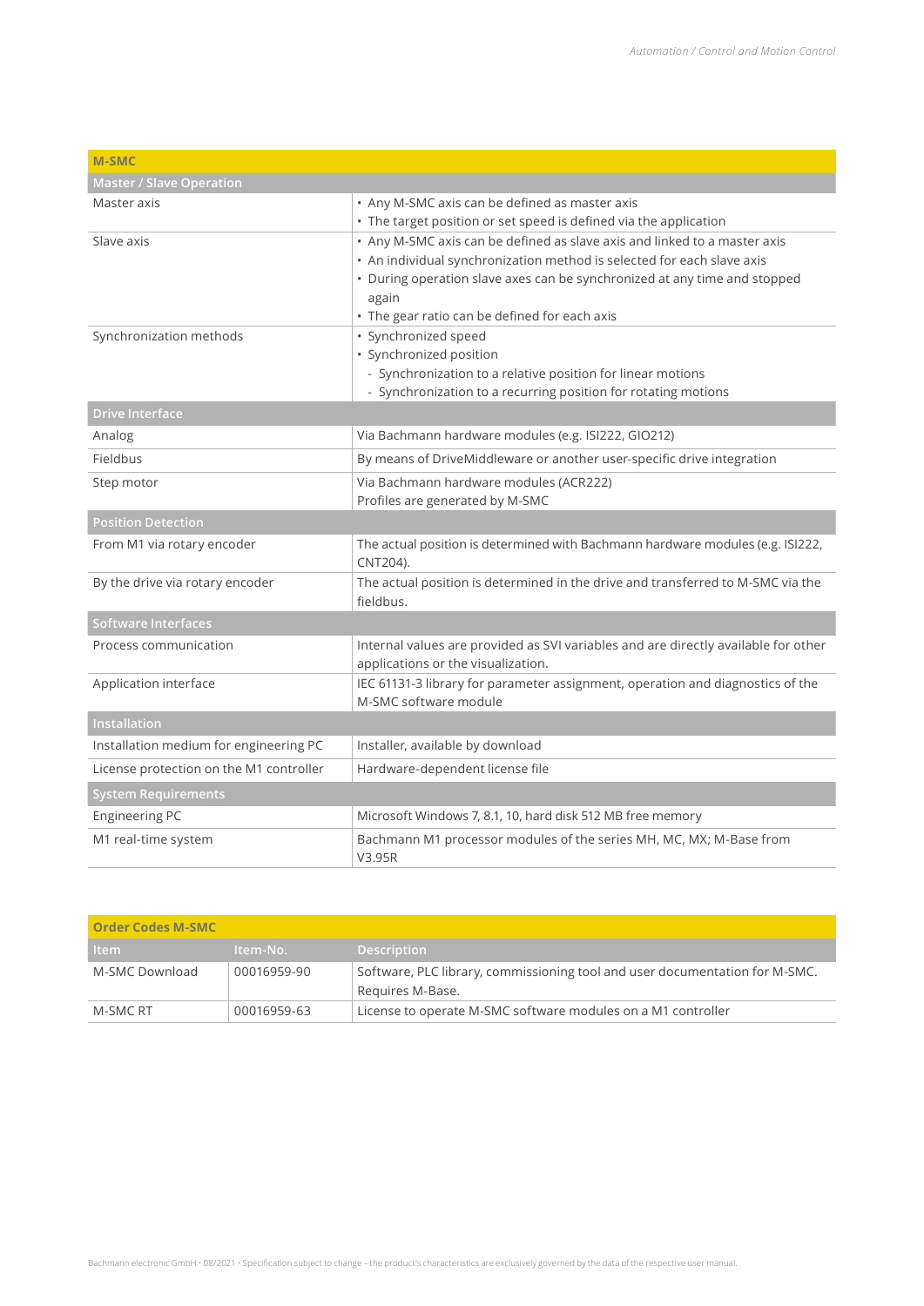| M-SMC | |
|---|---|
| **Master / Slave Operation** | |
| Master axis | • Any M-SMC axis can be defined as master axis<br>• The target position or set speed is defined via the application |
| Slave axis | • Any M-SMC axis can be defined as slave axis and linked to a master axis<br>• An individual synchronization method is selected for each slave axis<br>• During operation slave axes can be synchronized at any time and stopped again<br>• The gear ratio can be defined for each axis |
| Synchronization methods | • Synchronized speed<br>• Synchronized position<br>- Synchronization to a relative position for linear motions<br>- Synchronization to a recurring position for rotating motions |
| **Drive Interface** | |
| Analog | Via Bachmann hardware modules (e.g. ISI222, GIO212) |
| Fieldbus | By means of DriveMiddleware or another user-specific drive integration |
| Step motor | Via Bachmann hardware modules (ACR222)<br>Profiles are generated by M-SMC |
| **Position Detection** | |
| From M1 via rotary encoder | The actual position is determined with Bachmann hardware modules (e.g. ISI222, CNT204). |
| By the drive via rotary encoder | The actual position is determined in the drive and transferred to M-SMC via the fieldbus. |
| **Software Interfaces** | |
| Process communication | Internal values are provided as SVI variables and are directly available for other applications or the visualization. |
| Application interface | IEC 61131-3 library for parameter assignment, operation and diagnostics of the M-SMC software module |
| **Installation** | |
| Installation medium for engineering PC | Installer, available by download |
| License protection on the M1 controller | Hardware-dependent license file |
| **System Requirements** | |
| Engineering PC | Microsoft Windows 7, 8.1, 10, hard disk 512 MB free memory |
| M1 real-time system | Bachmann M1 processor modules of the series MH, MC, MX; M-Base from V3.95R |

| Order Codes M-SMC | | |
|---|---|---|
| **Item** | **Item-No.** | **Description** |
| M-SMC Download | 00016959-90 | Software, PLC library, commissioning tool and user documentation for M-SMC. Requires M-Base. |
| M-SMC RT | 00016959-63 | License to operate M-SMC software modules on a M1 controller |

Bachmann electronic GmbH • 08/2021 • Specification subject to change – the product's characteristics are exclusively governed by the data of the respective user manual.